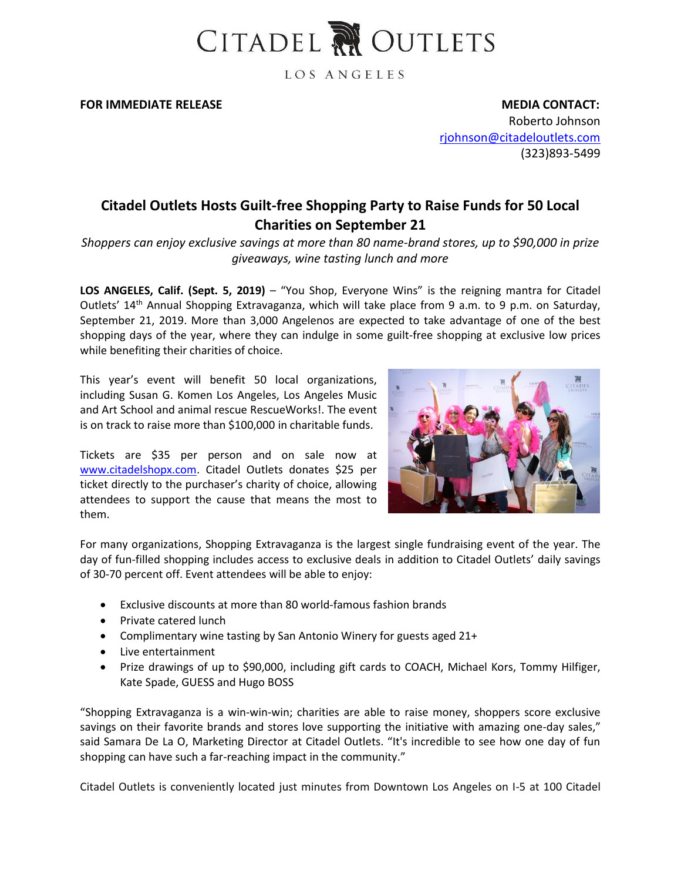CITADEL OUTLETS

LOS ANGELES

**FOR IMMEDIATE RELEASE**

**MEDIA CONTACT:**
Roberto Johnson
rjohnson@citadeloutlets.com
(323)893-5499

## Citadel Outlets Hosts Guilt-free Shopping Party to Raise Funds for 50 Local Charities on September 21

*Shoppers can enjoy exclusive savings at more than 80 name-brand stores, up to $90,000 in prize giveaways, wine tasting lunch and more*

**LOS ANGELES, Calif. (Sept. 5, 2019)** – "You Shop, Everyone Wins" is the reigning mantra for Citadel Outlets' 14th Annual Shopping Extravaganza, which will take place from 9 a.m. to 9 p.m. on Saturday, September 21, 2019. More than 3,000 Angelenos are expected to take advantage of one of the best shopping days of the year, where they can indulge in some guilt-free shopping at exclusive low prices while benefiting their charities of choice.

This year's event will benefit 50 local organizations, including Susan G. Komen Los Angeles, Los Angeles Music and Art School and animal rescue RescueWorks!. The event is on track to raise more than $100,000 in charitable funds.

Tickets are $35 per person and on sale now at www.citadelshopx.com. Citadel Outlets donates $25 per ticket directly to the purchaser's charity of choice, allowing attendees to support the cause that means the most to them.

For many organizations, Shopping Extravaganza is the largest single fundraising event of the year. The day of fun-filled shopping includes access to exclusive deals in addition to Citadel Outlets' daily savings of 30-70 percent off. Event attendees will be able to enjoy:

- Exclusive discounts at more than 80 world-famous fashion brands
- Private catered lunch
- Complimentary wine tasting by San Antonio Winery for guests aged 21+
- Live entertainment
- Prize drawings of up to $90,000, including gift cards to COACH, Michael Kors, Tommy Hilfiger, Kate Spade, GUESS and Hugo BOSS

"Shopping Extravaganza is a win-win-win; charities are able to raise money, shoppers score exclusive savings on their favorite brands and stores love supporting the initiative with amazing one-day sales," said Samara De La O, Marketing Director at Citadel Outlets. "It's incredible to see how one day of fun shopping can have such a far-reaching impact in the community."

Citadel Outlets is conveniently located just minutes from Downtown Los Angeles on I-5 at 100 Citadel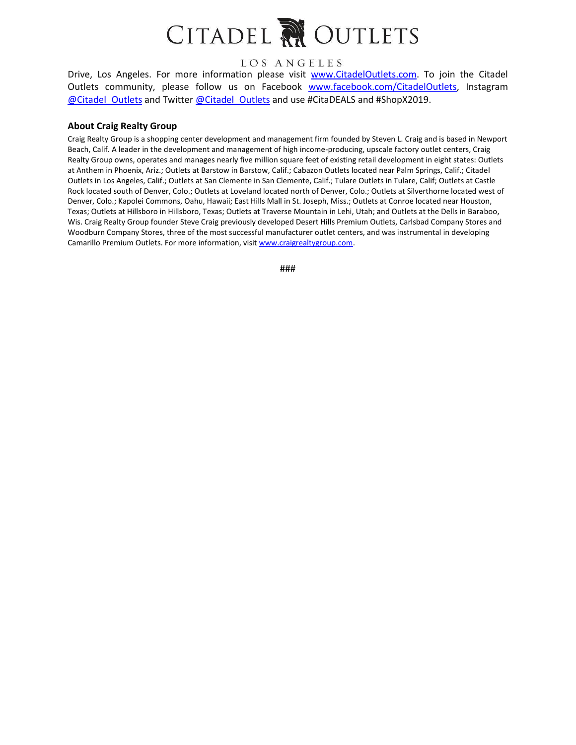Drive, Los Angeles. For more information please visit www.CitadelOutlets.com. To join the Citadel Outlets community, please follow us on Facebook www.facebook.com/CitadelOutlets, Instagram @Citadel_Outlets and Twitter @Citadel_Outlets and use #CitaDEALS and #ShopX2019.

## About Craig Realty Group

Craig Realty Group is a shopping center development and management firm founded by Steven L. Craig and is based in Newport Beach, Calif. A leader in the development and management of high income-producing, upscale factory outlet centers, Craig Realty Group owns, operates and manages nearly five million square feet of existing retail development in eight states: Outlets at Anthem in Phoenix, Ariz.; Outlets at Barstow in Barstow, Calif.; Cabazon Outlets located near Palm Springs, Calif.; Citadel Outlets in Los Angeles, Calif.; Outlets at San Clemente in San Clemente, Calif.; Tulare Outlets in Tulare, Calif; Outlets at Castle Rock located south of Denver, Colo.; Outlets at Loveland located north of Denver, Colo.; Outlets at Silverthorne located west of Denver, Colo.; Kapolei Commons, Oahu, Hawaii; East Hills Mall in St. Joseph, Miss.; Outlets at Conroe located near Houston, Texas; Outlets at Hillsboro in Hillsboro, Texas; Outlets at Traverse Mountain in Lehi, Utah; and Outlets at the Dells in Baraboo, Wis. Craig Realty Group founder Steve Craig previously developed Desert Hills Premium Outlets, Carlsbad Company Stores and Woodburn Company Stores, three of the most successful manufacturer outlet centers, and was instrumental in developing Camarillo Premium Outlets. For more information, visit www.craigrealtygroup.com.

###